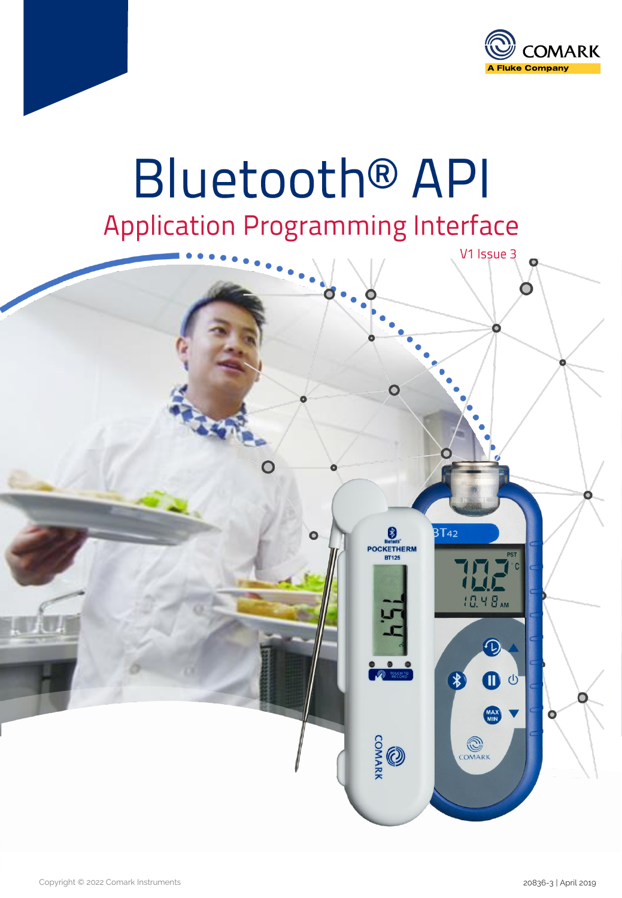COMARK
A Fluke Company

# Bluetooth® API

## Application Programming Interface

V1 Issue 3

Copyright © 2022 Comark Instruments

20836-3 | April 2019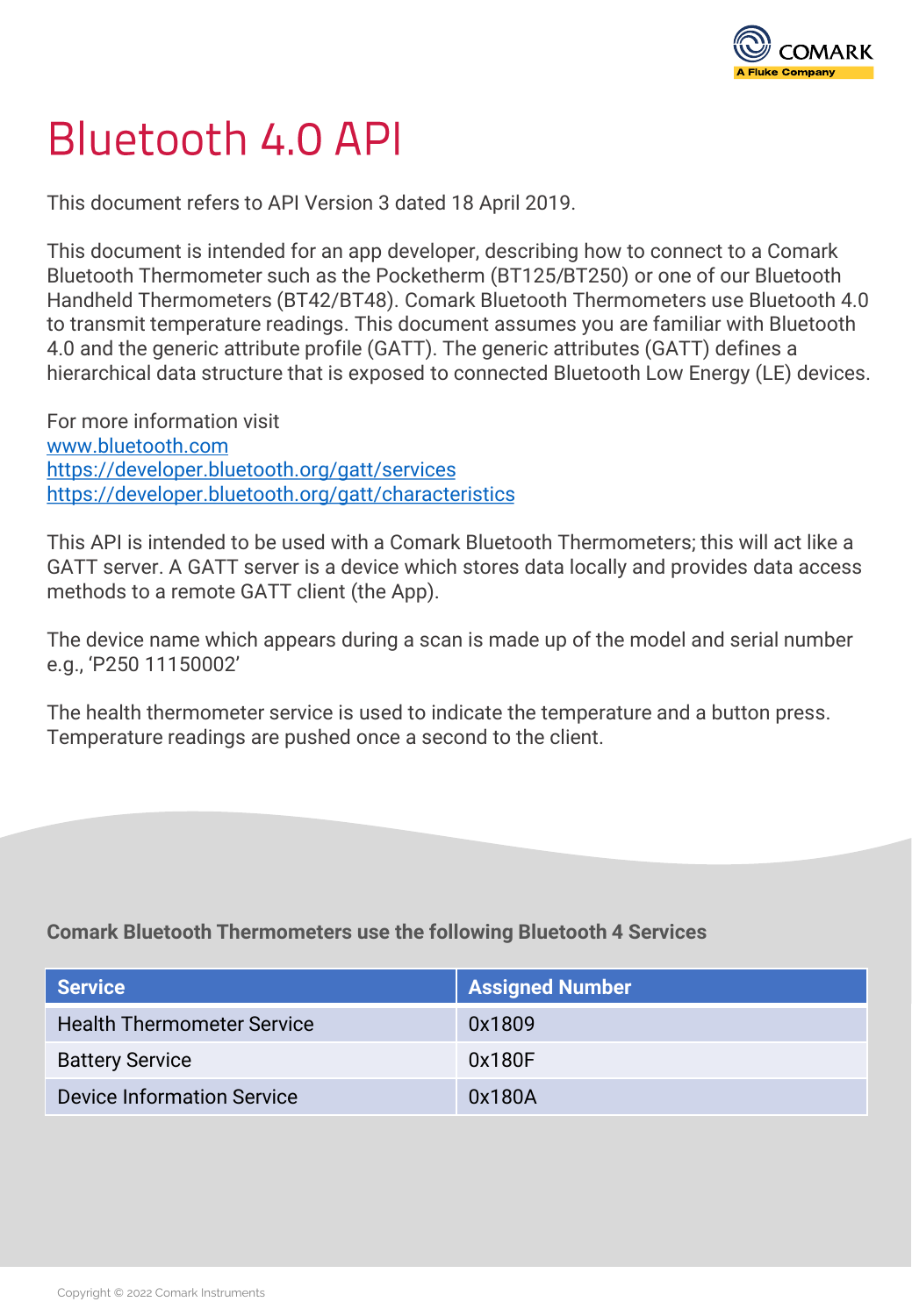# Bluetooth 4.0 API

This document refers to API Version 3 dated 18 April 2019.

This document is intended for an app developer, describing how to connect to a Comark Bluetooth Thermometer such as the Pocketherm (BT125/BT250) or one of our Bluetooth Handheld Thermometers (BT42/BT48). Comark Bluetooth Thermometers use Bluetooth 4.0 to transmit temperature readings. This document assumes you are familiar with Bluetooth 4.0 and the generic attribute profile (GATT). The generic attributes (GATT) defines a hierarchical data structure that is exposed to connected Bluetooth Low Energy (LE) devices.

For more information visit
[www.bluetooth.com](www.bluetooth.com)
[https://developer.bluetooth.org/gatt/services](https://developer.bluetooth.org/gatt/services)
[https://developer.bluetooth.org/gatt/characteristics](https://developer.bluetooth.org/gatt/characteristics)

This API is intended to be used with a Comark Bluetooth Thermometers; this will act like a GATT server. A GATT server is a device which stores data locally and provides data access methods to a remote GATT client (the App).

The device name which appears during a scan is made up of the model and serial number e.g., 'P250 11150002'

The health thermometer service is used to indicate the temperature and a button press. Temperature readings are pushed once a second to the client.

**Comark Bluetooth Thermometers use the following Bluetooth 4 Services**

| Service | Assigned Number |
|---|---|
| Health Thermometer Service | 0x1809 |
| Battery Service | 0x180F |
| Device Information Service | 0x180A |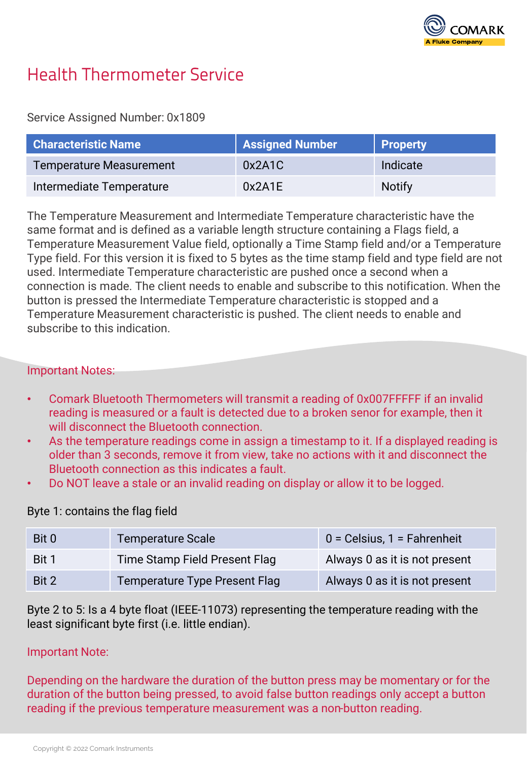# Health Thermometer Service

Service Assigned Number: 0x1809

| Characteristic Name | Assigned Number | Property |
|---|---|---|
| Temperature Measurement | 0x2A1C | Indicate |
| Intermediate Temperature | 0x2A1E | Notify |

The Temperature Measurement and Intermediate Temperature characteristic have the same format and is defined as a variable length structure containing a Flags field, a Temperature Measurement Value field, optionally a Time Stamp field and/or a Temperature Type field. For this version it is fixed to 5 bytes as the time stamp field and type field are not used. Intermediate Temperature characteristic are pushed once a second when a connection is made. The client needs to enable and subscribe to this notification. When the button is pressed the Intermediate Temperature characteristic is stopped and a Temperature Measurement characteristic is pushed. The client needs to enable and subscribe to this indication.

Important Notes:

- Comark Bluetooth Thermometers will transmit a reading of 0x007FFFFF if an invalid reading is measured or a fault is detected due to a broken senor for example, then it will disconnect the Bluetooth connection.
- As the temperature readings come in assign a timestamp to it. If a displayed reading is older than 3 seconds, remove it from view, take no actions with it and disconnect the Bluetooth connection as this indicates a fault.
- Do NOT leave a stale or an invalid reading on display or allow it to be logged.

Byte 1: contains the flag field

| | | |
|---|---|---|
| Bit 0 | Temperature Scale | 0 = Celsius, 1 = Fahrenheit |
| Bit 1 | Time Stamp Field Present Flag | Always 0 as it is not present |
| Bit 2 | Temperature Type Present Flag | Always 0 as it is not present |

Byte 2 to 5: Is a 4 byte float (IEEE-11073) representing the temperature reading with the least significant byte first (i.e. little endian).

Important Note:

Depending on the hardware the duration of the button press may be momentary or for the duration of the button being pressed, to avoid false button readings only accept a button reading if the previous temperature measurement was a non-button reading.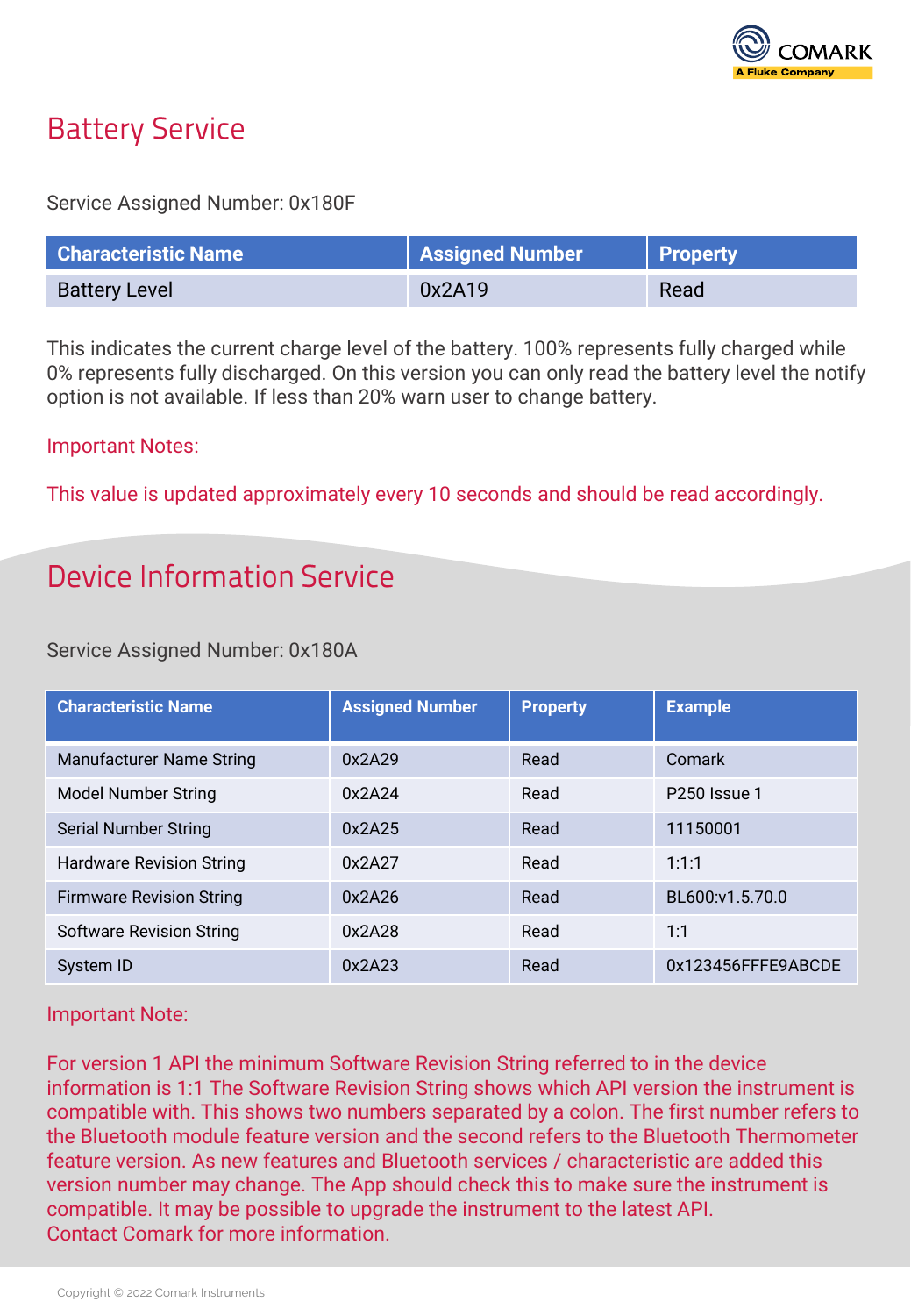# Battery Service

Service Assigned Number: 0x180F

| Characteristic Name | Assigned Number | Property |
|---|---|---|
| Battery Level | 0x2A19 | Read |

This indicates the current charge level of the battery. 100% represents fully charged while 0% represents fully discharged. On this version you can only read the battery level the notify option is not available. If less than 20% warn user to change battery.

Important Notes:

This value is updated approximately every 10 seconds and should be read accordingly.

# Device Information Service

Service Assigned Number: 0x180A

| Characteristic Name | Assigned Number | Property | Example |
|---|---|---|---|
| Manufacturer Name String | 0x2A29 | Read | Comark |
| Model Number String | 0x2A24 | Read | P250 Issue 1 |
| Serial Number String | 0x2A25 | Read | 11150001 |
| Hardware Revision String | 0x2A27 | Read | 1:1:1 |
| Firmware Revision String | 0x2A26 | Read | BL600:v1.5.70.0 |
| Software Revision String | 0x2A28 | Read | 1:1 |
| System ID | 0x2A23 | Read | 0x123456FFFE9ABCDE |

Important Note:

For version 1 API the minimum Software Revision String referred to in the device information is 1:1 The Software Revision String shows which API version the instrument is compatible with. This shows two numbers separated by a colon. The first number refers to the Bluetooth module feature version and the second refers to the Bluetooth Thermometer feature version. As new features and Bluetooth services / characteristic are added this version number may change. The App should check this to make sure the instrument is compatible. It may be possible to upgrade the instrument to the latest API.
Contact Comark for more information.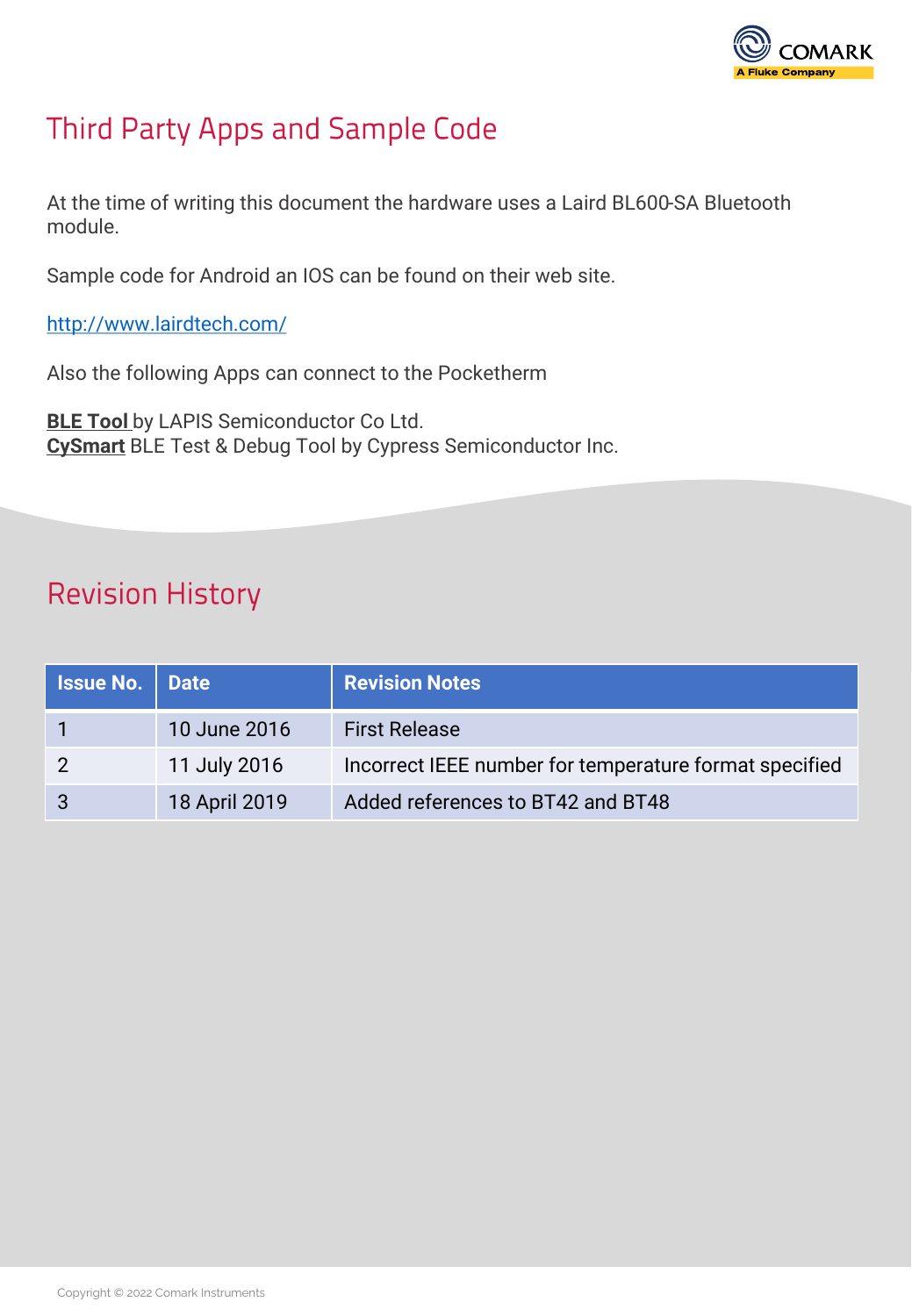## Third Party Apps and Sample Code

At the time of writing this document the hardware uses a Laird BL600-SA Bluetooth module.

Sample code for Android an IOS can be found on their web site.

http://www.lairdtech.com/

Also the following Apps can connect to the Pocketherm

**BLE Tool** by LAPIS Semiconductor Co Ltd.
**CySmart** BLE Test & Debug Tool by Cypress Semiconductor Inc.

## Revision History

| Issue No. | Date | Revision Notes |
|---|---|---|
| 1 | 10 June 2016 | First Release |
| 2 | 11 July 2016 | Incorrect IEEE number for temperature format specified |
| 3 | 18 April 2019 | Added references to BT42 and BT48 |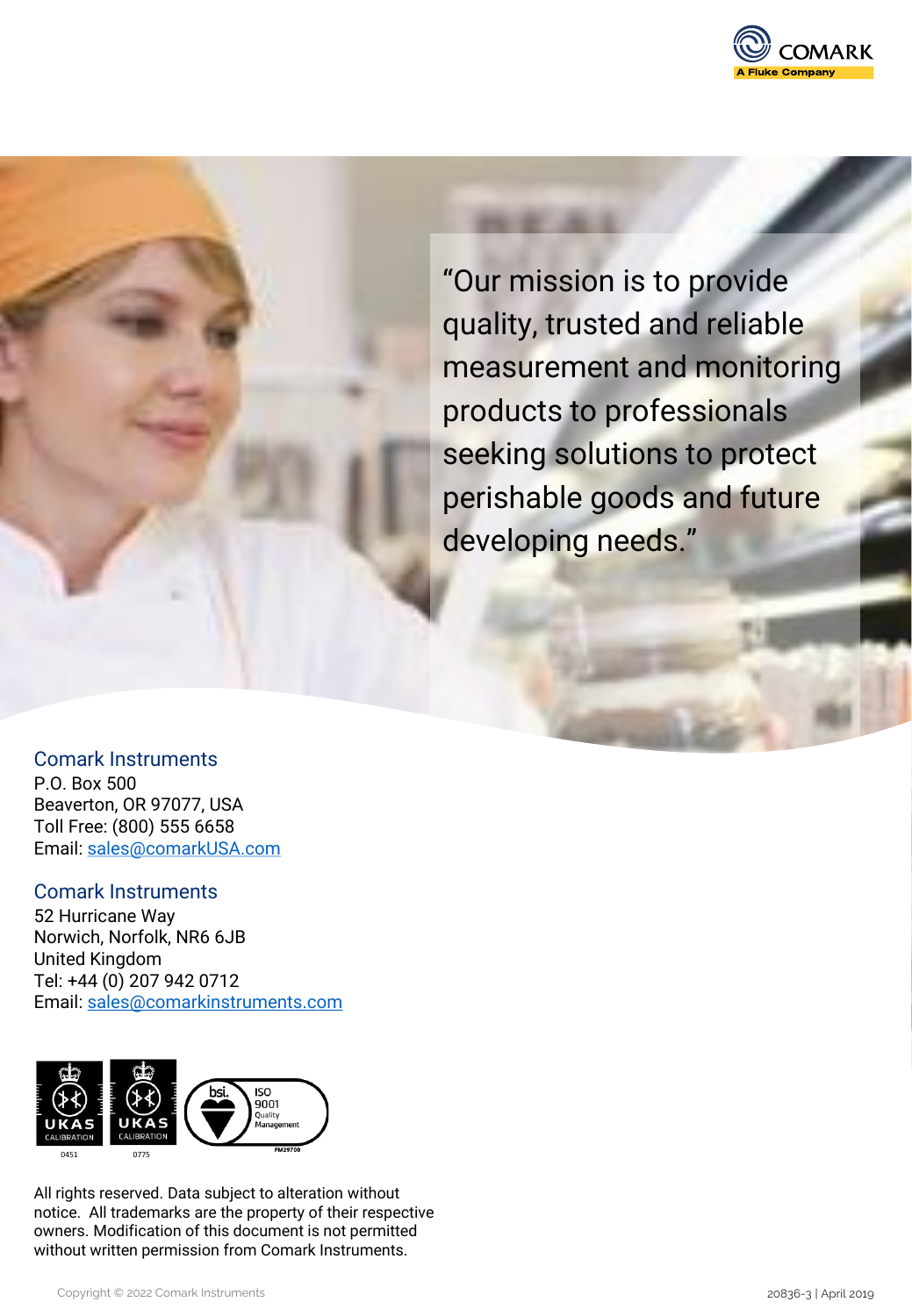“Our mission is to provide quality, trusted and reliable measurement and monitoring products to professionals seeking solutions to protect perishable goods and future developing needs.”

**Comark Instruments**
P.O. Box 500
Beaverton, OR 97077, USA
Toll Free: (800) 555 6658
Email: sales@comarkUSA.com

**Comark Instruments**
52 Hurricane Way
Norwich, Norfolk, NR6 6JB
United Kingdom
Tel: +44 (0) 207 942 0712
Email: sales@comarkinstruments.com

UKAS CALIBRATION 0451
UKAS CALIBRATION 0775
bsi. ISO 9001 Quality Management FM29700

All rights reserved. Data subject to alteration without notice. All trademarks are the property of their respective owners. Modification of this document is not permitted without written permission from Comark Instruments.

Copyright © 2022 Comark Instruments

20836-3 | April 2019